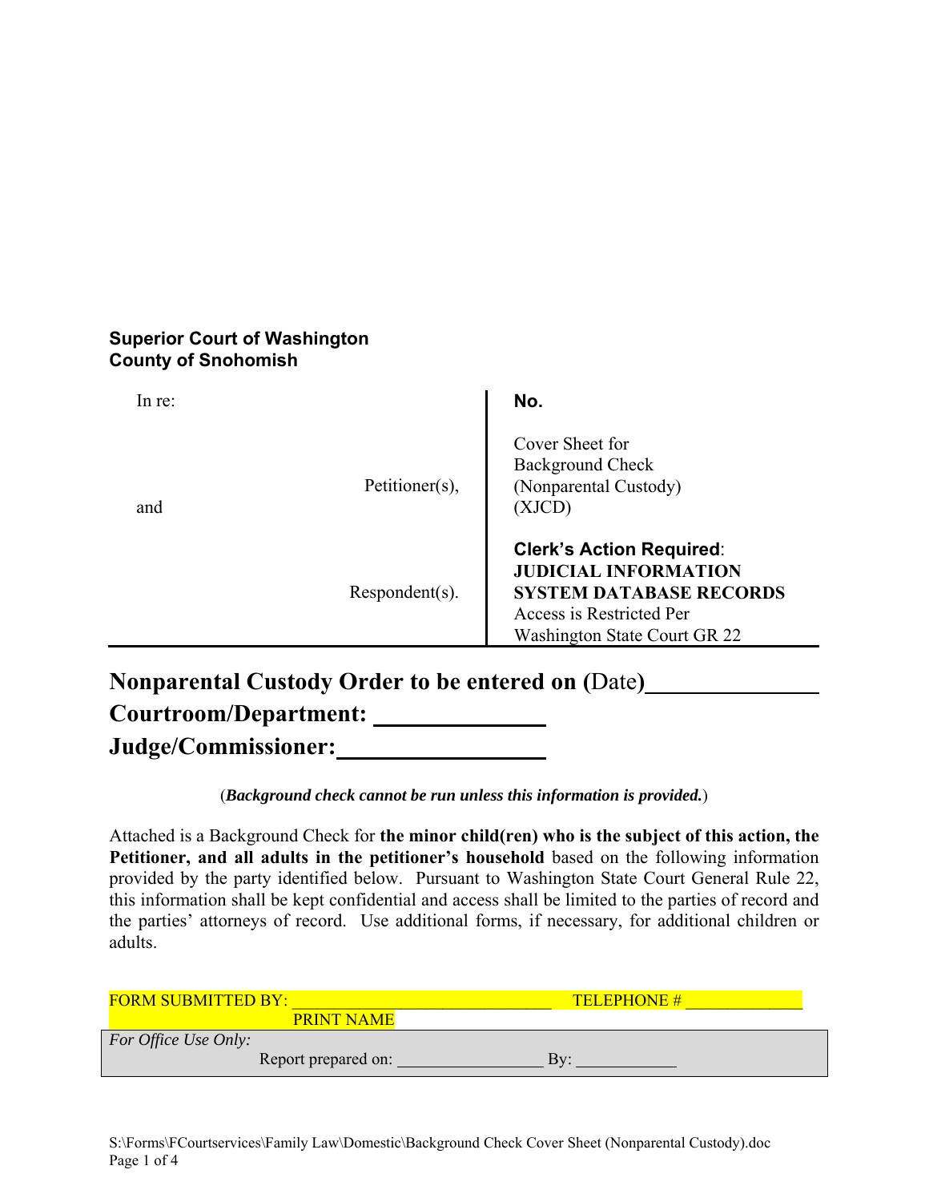**Superior Court of Washington**
**County of Snohomish**

| In re: | |
|---|---|
| Petitioner(s), | **No.** |
| and | Cover Sheet for Background Check (Nonparental Custody) (XJCD) |
| Respondent(s). | **Clerk's Action Required**: **JUDICIAL INFORMATION SYSTEM DATABASE RECORDS** Access is Restricted Per Washington State Court GR 22 |

## Nonparental Custody Order to be entered on (Date)\_\_\_\_\_\_\_\_\_\_\_\_\_\_\_

## Courtroom/Department: \_\_\_\_\_\_\_\_\_\_\_\_\_\_

## Judge/Commissioner:\_\_\_\_\_\_\_\_\_\_\_\_\_\_\_\_\_\_

(***Background check cannot be run unless this information is provided.***)

Attached is a Background Check for **the minor child(ren) who is the subject of this action, the Petitioner, and all adults in the petitioner's household** based on the following information provided by the party identified below. Pursuant to Washington State Court General Rule 22, this information shall be kept confidential and access shall be limited to the parties of record and the parties' attorneys of record. Use additional forms, if necessary, for additional children or adults.

FORM SUBMITTED BY: \_\_\_\_\_\_\_\_\_\_\_\_\_\_\_\_\_\_\_\_\_\_\_\_\_\_\_\_\_\_ TELEPHONE # \_\_\_\_\_\_\_\_\_\_\_\_\_
PRINT NAME

*For Office Use Only:*
Report prepared on: \_\_\_\_\_\_\_\_\_\_\_\_\_\_\_\_\_ By: \_\_\_\_\_\_\_\_\_\_\_\_

S:\Forms\FCourtservices\Family Law\Domestic\Background Check Cover Sheet (Nonparental Custody).doc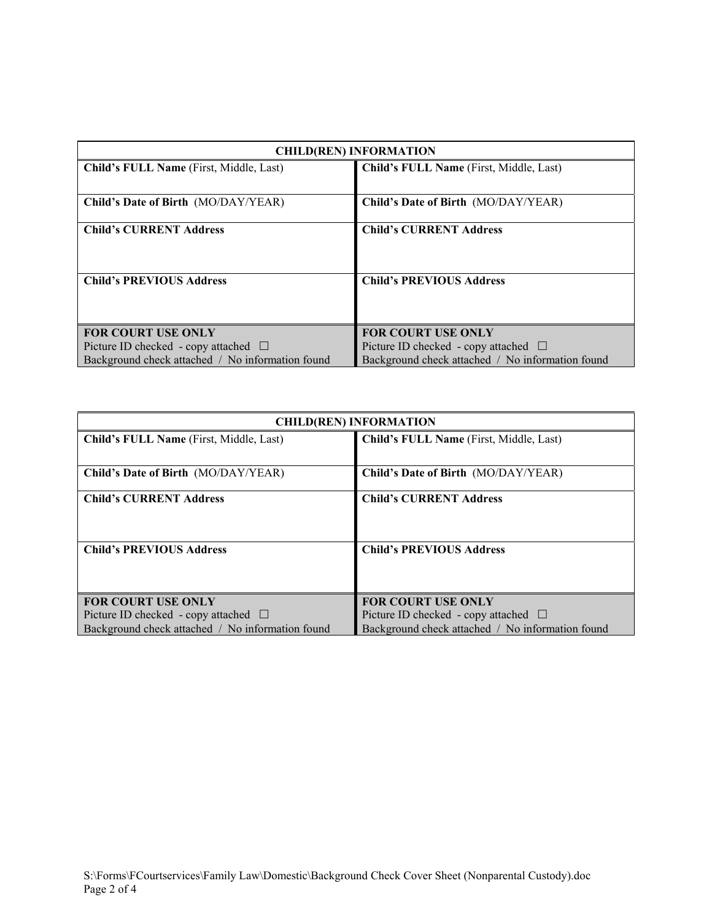| CHILD(REN) INFORMATION | |
|---|---|
| **Child's FULL Name** (First, Middle, Last) | **Child's FULL Name** (First, Middle, Last) |
| **Child's Date of Birth** (MO/DAY/YEAR) | **Child's Date of Birth** (MO/DAY/YEAR) |
| **Child's CURRENT Address** | **Child's CURRENT Address** |
| **Child's PREVIOUS Address** | **Child's PREVIOUS Address** |
| **FOR COURT USE ONLY**<br>Picture ID checked - copy attached ☐<br>Background check attached / No information found | **FOR COURT USE ONLY**<br>Picture ID checked - copy attached ☐<br>Background check attached / No information found |

| CHILD(REN) INFORMATION | |
|---|---|
| **Child's FULL Name** (First, Middle, Last) | **Child's FULL Name** (First, Middle, Last) |
| **Child's Date of Birth** (MO/DAY/YEAR) | **Child's Date of Birth** (MO/DAY/YEAR) |
| **Child's CURRENT Address** | **Child's CURRENT Address** |
| **Child's PREVIOUS Address** | **Child's PREVIOUS Address** |
| **FOR COURT USE ONLY**<br>Picture ID checked - copy attached ☐<br>Background check attached / No information found | **FOR COURT USE ONLY**<br>Picture ID checked - copy attached ☐<br>Background check attached / No information found |

S:\Forms\FCourtservices\Family Law\Domestic\Background Check Cover Sheet (Nonparental Custody).doc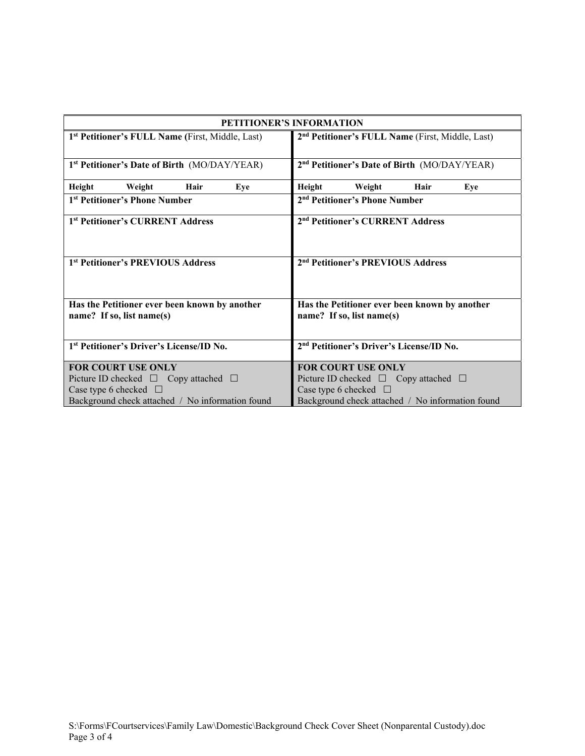| PETITIONER'S INFORMATION | |
|---|---|
| **1st Petitioner's FULL Name (**First, Middle, Last) | **2nd Petitioner's FULL Name** (First, Middle, Last) |
| **1st Petitioner's Date of Birth** (MO/DAY/YEAR) | **2nd Petitioner's Date of Birth** (MO/DAY/YEAR) |
| **Height Weight Hair Eye** | **Height Weight Hair Eye** |
| **1st Petitioner's Phone Number** | **2nd Petitioner's Phone Number** |
| **1st Petitioner's CURRENT Address** | **2nd Petitioner's CURRENT Address** |
| **1st Petitioner's PREVIOUS Address** | **2nd Petitioner's PREVIOUS Address** |
| **Has the Petitioner ever been known by another name? If so, list name(s)** | **Has the Petitioner ever been known by another name? If so, list name(s)** |
| **1st Petitioner's Driver's License/ID No.** | **2nd Petitioner's Driver's License/ID No.** |
| **FOR COURT USE ONLY**<br>Picture ID checked ☐ Copy attached ☐<br>Case type 6 checked ☐<br>Background check attached / No information found | **FOR COURT USE ONLY**<br>Picture ID checked ☐ Copy attached ☐<br>Case type 6 checked ☐<br>Background check attached / No information found |

S:\Forms\FCourtservices\Family Law\Domestic\Background Check Cover Sheet (Nonparental Custody).doc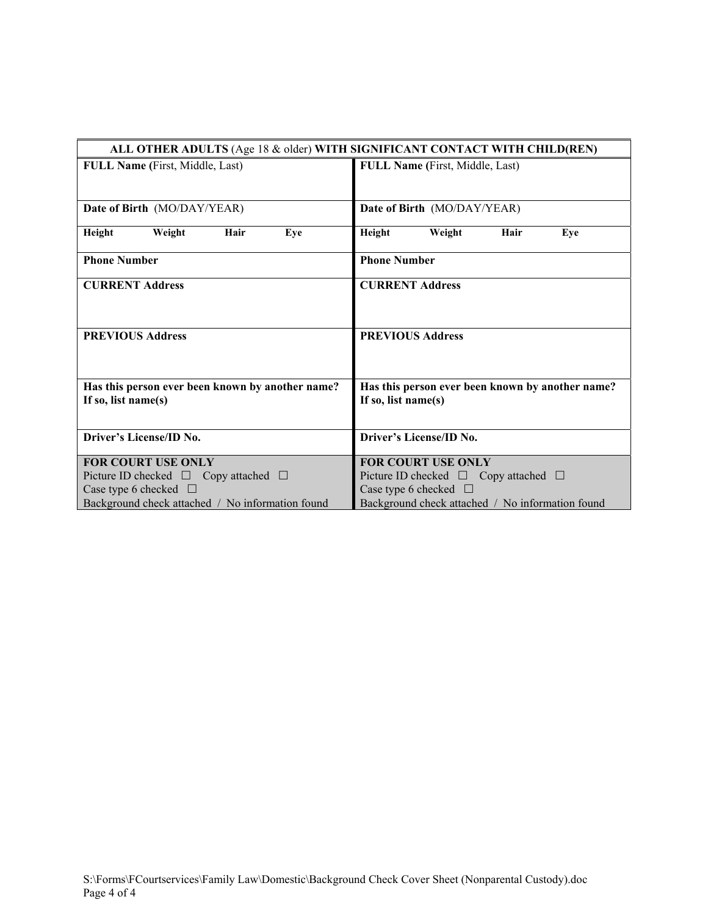| ALL OTHER ADULTS (Age 18 & older) WITH SIGNIFICANT CONTACT WITH CHILD(REN) | |
|---|---|
| **FULL Name (**First, Middle, Last) | **FULL Name (**First, Middle, Last) |
| **Date of Birth** (MO/DAY/YEAR) | **Date of Birth** (MO/DAY/YEAR) |
| **Height** **Weight** **Hair** **Eye** | **Height** **Weight** **Hair** **Eye** |
| **Phone Number** | **Phone Number** |
| **CURRENT Address** | **CURRENT Address** |
| **PREVIOUS Address** | **PREVIOUS Address** |
| **Has this person ever been known by another name? If so, list name(s)** | **Has this person ever been known by another name? If so, list name(s)** |
| **Driver's License/ID No.** | **Driver's License/ID No.** |
| **FOR COURT USE ONLY**<br>Picture ID checked ☐ Copy attached ☐<br>Case type 6 checked ☐<br>Background check attached / No information found | **FOR COURT USE ONLY**<br>Picture ID checked ☐ Copy attached ☐<br>Case type 6 checked ☐<br>Background check attached / No information found |

S:\Forms\FCourtservices\Family Law\Domestic\Background Check Cover Sheet (Nonparental Custody).doc